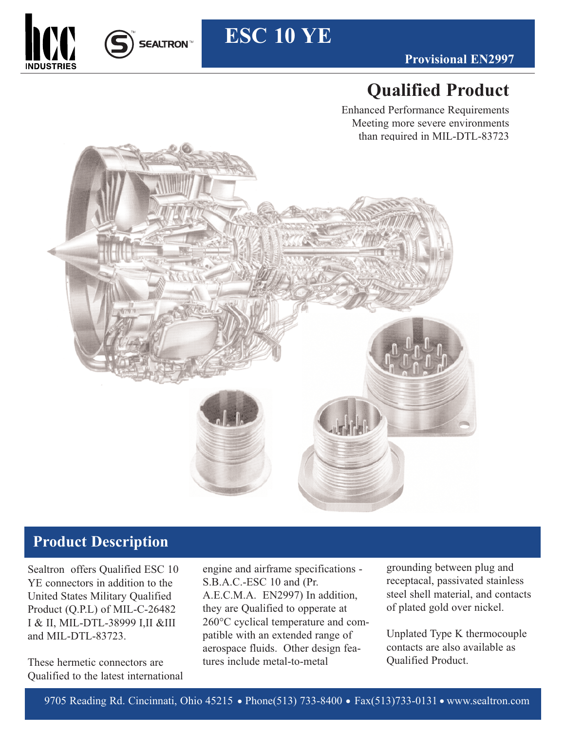# ESC 10 YE

**Provisional EN2997**

## Qualified Product

Enhanced Performance Requirements
Meeting more severe environments
than required in MIL-DTL-83723

## Product Description

Sealtron offers Qualified ESC 10 YE connectors in addition to the United States Military Qualified Product (Q.P.L) of MIL-C-26482 I & II, MIL-DTL-38999 I,II &III and MIL-DTL-83723.

These hermetic connectors are Qualified to the latest international engine and airframe specifications - S.B.A.C.-ESC 10 and (Pr. A.E.C.M.A. EN2997) In addition, they are Qualified to opperate at 260°C cyclical temperature and compatible with an extended range of aerospace fluids. Other design features include metal-to-metal grounding between plug and receptacal, passivated stainless steel shell material, and contacts of plated gold over nickel.

Unplated Type K thermocouple contacts are also available as Qualified Product.

9705 Reading Rd. Cincinnati, Ohio 45215 • Phone(513) 733-8400 • Fax(513)733-0131 • www.sealtron.com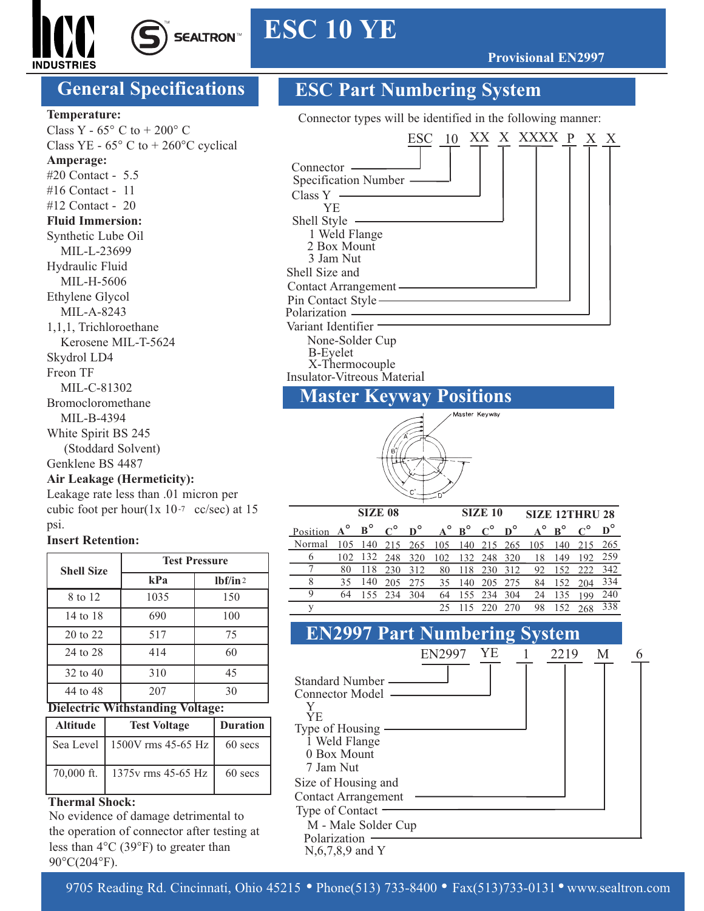# ESC 10 YE

**Provisional EN2997**

## General Specifications

**Temperature:**
Class Y - 65° C to + 200° C
Class YE - 65° C to + 260°C cyclical

**Amperage:**
#20 Contact - 5.5
#16 Contact - 11
#12 Contact - 20

**Fluid Immersion:**
Synthetic Lube Oil
MIL-L-23699
Hydraulic Fluid
MIL-H-5606
Ethylene Glycol
MIL-A-8243
1,1,1, Trichloroethane
Kerosene MIL-T-5624
Skydrol LD4
Freon TF
MIL-C-81302
Bromocloromethane
MIL-B-4394
White Spirit BS 245
(Stoddard Solvent)
Genklene BS 4487

**Air Leakage (Hermeticity):**
Leakage rate less than .01 micron per cubic foot per hour($1x\ 10^{-7}$ cc/sec) at 15 psi.

**Insert Retention:**

| Shell Size | Test Pressure | |
|---|---|---|
| | kPa | lbf/in² |
| 8 to 12 | 1035 | 150 |
| 14 to 18 | 690 | 100 |
| 20 to 22 | 517 | 75 |
| 24 to 28 | 414 | 60 |
| 32 to 40 | 310 | 45 |
| 44 to 48 | 207 | 30 |

**Dielectric Withstanding Voltage:**

| Altitude | Test Voltage | Duration |
|---|---|---|
| Sea Level | 1500V rms 45-65 Hz | 60 secs |
| 70,000 ft. | 1375v rms 45-65 Hz | 60 secs |

**Thermal Shock:**
No evidence of damage detrimental to the operation of connector after testing at less than 4°C (39°F) to greater than 90°C(204°F).

## ESC Part Numbering System

Connector types will be identified in the following manner:

ESC 10 XX X XXXX P X X

- Connector (ESC)
- Specification Number (10)
- Class Y / YE (XX)
- Shell Style (X)
  - 1 Weld Flange
  - 2 Box Mount
  - 3 Jam Nut
- Shell Size and Contact Arrangement (XXXX)
- Pin Contact Style (P)
- Polarization (X)
- Variant Identifier (X)
  - None-Solder Cup
  - B-Eyelet
  - X-Thermocouple

Insulator-Vitreous Material

## Master Keyway Positions

Master Keyway

| Position | SIZE 08 A° | B° | C° | D° | SIZE 10 A° | B° | C° | D° | SIZE 12 THRU 28 A° | B° | C° | D° |
|---|---|---|---|---|---|---|---|---|---|---|---|---|
| Normal | 105 | 140 | 215 | 265 | 105 | 140 | 215 | 265 | 105 | 140 | 215 | 265 |
| 6 | 102 | 132 | 248 | 320 | 102 | 132 | 248 | 320 | 18 | 149 | 192 | 259 |
| 7 | 80 | 118 | 230 | 312 | 80 | 118 | 230 | 312 | 92 | 152 | 222 | 342 |
| 8 | 35 | 140 | 205 | 275 | 35 | 140 | 205 | 275 | 84 | 152 | 204 | 334 |
| 9 | 64 | 155 | 234 | 304 | 64 | 155 | 234 | 304 | 24 | 135 | 199 | 240 |
| y | | | | | 25 | 115 | 220 | 270 | 98 | 152 | 268 | 338 |

## EN2997 Part Numbering System

EN2997 YE 1 2219 M 6

- Standard Number (EN2997)
- Connector Model (YE)
  - Y
  - YE
- Type of Housing (1)
  - 1 Weld Flange
  - 0 Box Mount
  - 7 Jam Nut
- Size of Housing and Contact Arrangement (2219)
- Type of Contact (M)
  - M - Male Solder Cup
- Polarization (6)
  - N,6,7,8,9 and Y

9705 Reading Rd. Cincinnati, Ohio 45215 • Phone(513) 733-8400 • Fax(513)733-0131 • www.sealtron.com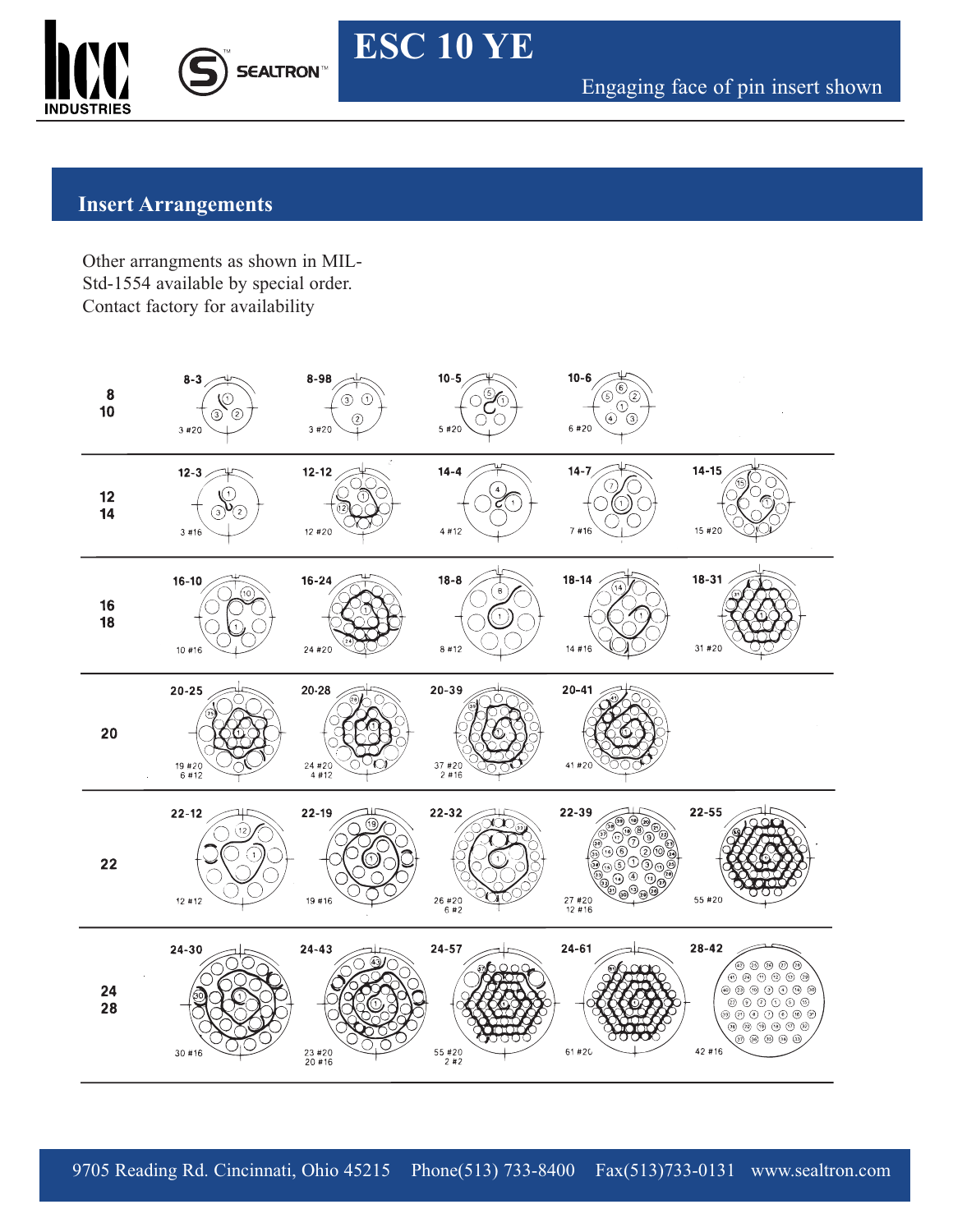# ESC 10 YE

Engaging face of pin insert shown

## Insert Arrangements

Other arrangments as shown in MIL-Std-1554 available by special order. Contact factory for availability

| Shell Size | | | | | |
|---|---|---|---|---|---|
| 8<br>10 | 8-3<br>3 #20 | 8-98<br>3 #20 | 10-5<br>5 #20 | 10-6<br>6 #20 | |
| 12<br>14 | 12-3<br>3 #16 | 12-12<br>12 #20 | 14-4<br>4 #12 | 14-7<br>7 #16 | 14-15<br>15 #20 |
| 16<br>18 | 16-10<br>10 #16 | 16-24<br>24 #20 | 18-8<br>8 #12 | 18-14<br>14 #16 | 18-31<br>31 #20 |
| 20 | 20-25<br>19 #20<br>6 #12 | 20-28<br>24 #20<br>4 #12 | 20-39<br>37 #20<br>2 #16 | 20-41<br>41 #20 | |
| 22 | 22-12<br>12 #12 | 22-19<br>19 #16 | 22-32<br>26 #20<br>6 #2 | 22-39<br>27 #20<br>12 #16 | 22-55<br>55 #20 |
| 24<br>28 | 24-30<br>30 #16 | 24-43<br>23 #20<br>20 #16 | 24-57<br>55 #20<br>2 #2 | 24-61<br>61 #20 | 28-42<br>42 #16 |

9705 Reading Rd. Cincinnati, Ohio 45215 Phone(513) 733-8400 Fax(513)733-0131 www.sealtron.com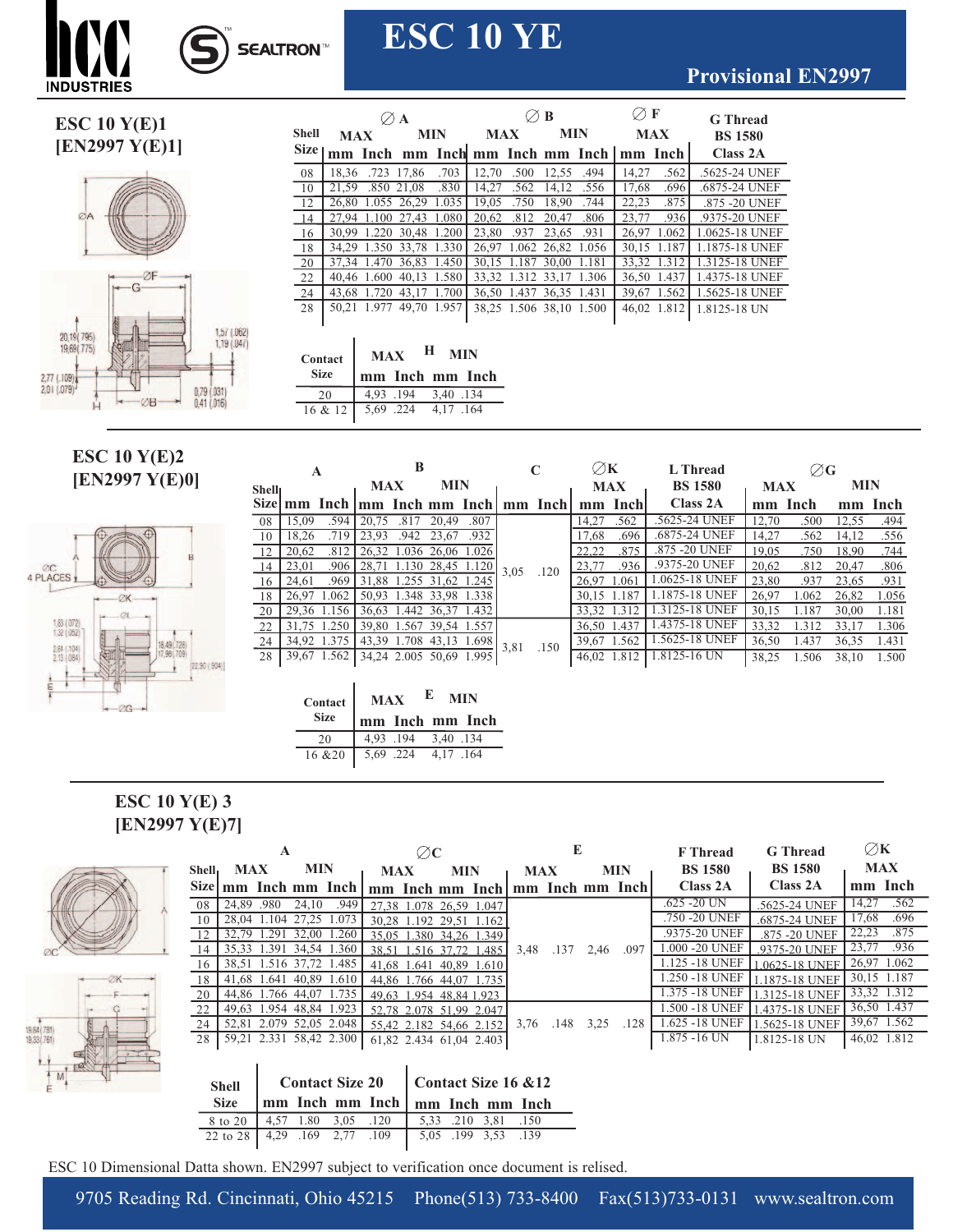# ESC 10 YE

## Provisional EN2997

### ESC 10 Y(E)1 [EN2997 Y(E)1]

| Shell Size | ∅A MAX mm | ∅A MAX Inch | ∅A MIN mm | ∅A MIN Inch | ∅B MAX mm | ∅B MAX Inch | ∅B MIN mm | ∅B MIN Inch | ∅F MAX mm | ∅F MAX Inch | G Thread BS 1580 Class 2A |
|---|---|---|---|---|---|---|---|---|---|---|---|
| 08 | 18,36 | .723 | 17,86 | .703 | 12,70 | .500 | 12,55 | .494 | 14,27 | .562 | .5625-24 UNEF |
| 10 | 21,59 | .850 | 21,08 | .830 | 14,27 | .562 | 14,12 | .556 | 17,68 | .696 | .6875-24 UNEF |
| 12 | 26,80 | 1.055 | 26,29 | 1.035 | 19,05 | .750 | 18,90 | .744 | 22,23 | .875 | .875 -20 UNEF |
| 14 | 27,94 | 1.100 | 27,43 | 1.080 | 20,62 | .812 | 20,47 | .806 | 23,77 | .936 | .9375-20 UNEF |
| 16 | 30,99 | 1.220 | 30,48 | 1.200 | 23,80 | .937 | 23,65 | .931 | 26,97 | 1.062 | 1.0625-18 UNEF |
| 18 | 34,29 | 1.350 | 33,78 | 1.330 | 26,97 | 1.062 | 26,82 | 1.056 | 30,15 | 1.187 | 1.1875-18 UNEF |
| 20 | 37,34 | 1.470 | 36,83 | 1.450 | 30,15 | 1.187 | 30,00 | 1.181 | 33,32 | 1.312 | 1.3125-18 UNEF |
| 22 | 40,46 | 1.600 | 40,13 | 1.580 | 33,32 | 1.312 | 33,17 | 1.306 | 36,50 | 1.437 | 1.4375-18 UNEF |
| 24 | 43,68 | 1.720 | 43,17 | 1.700 | 36,50 | 1.437 | 36,35 | 1.431 | 39,67 | 1.562 | 1.5625-18 UNEF |
| 28 | 50,21 | 1.977 | 49,70 | 1.957 | 38,25 | 1.506 | 38,10 | 1.500 | 46,02 | 1.812 | 1.8125-18 UN |

| Contact Size | H MAX mm | H MAX Inch | H MIN mm | H MIN Inch |
|---|---|---|---|---|
| 20 | 4,93 | .194 | 3,40 | .134 |
| 16 & 12 | 5,69 | .224 | 4,17 | .164 |

ØA ØF G 20,19(.795) 19,69(.775) 1,57 (.062) 1,19 (.047) 2,77 (.109) 2,01 (.079) 0,79 (.031) 0,41 (.016) H ØB

### ESC 10 Y(E)2 [EN2997 Y(E)0]

| Shell Size | A mm | A Inch | B MAX mm | B MAX Inch | B MIN mm | B MIN Inch | C mm | C Inch | ∅K MAX mm | ∅K MAX Inch | L Thread BS 1580 Class 2A | ∅G MAX mm | ∅G MAX Inch | ∅G MIN mm | ∅G MIN Inch |
|---|---|---|---|---|---|---|---|---|---|---|---|---|---|---|---|
| 08 | 15,09 | .594 | 20,75 | .817 | 20,49 | .807 | 3,05 | .120 | 14,27 | .562 | .5625-24 UNEF | 12,70 | .500 | 12,55 | .494 |
| 10 | 18,26 | .719 | 23,93 | .942 | 23,67 | .932 | | | 17,68 | .696 | .6875-24 UNEF | 14,27 | .562 | 14,12 | .556 |
| 12 | 20,62 | .812 | 26,32 | 1.036 | 26,06 | 1.026 | | | 22,22 | .875 | .875 -20 UNEF | 19,05 | .750 | 18,90 | .744 |
| 14 | 23,01 | .906 | 28,71 | 1.130 | 28,45 | 1.120 | | | 23,77 | .936 | .9375-20 UNEF | 20,62 | .812 | 20,47 | .806 |
| 16 | 24,61 | .969 | 31,88 | 1.255 | 31,62 | 1.245 | | | 26,97 | 1.061 | 1.0625-18 UNEF | 23,80 | .937 | 23,65 | .931 |
| 18 | 26,97 | 1.062 | 50,93 | 1.348 | 33,98 | 1.338 | | | 30,15 | 1.187 | 1.1875-18 UNEF | 26,97 | 1.062 | 26,82 | 1.056 |
| 20 | 29,36 | 1.156 | 36,63 | 1.442 | 36,37 | 1.432 | | | 33,32 | 1.312 | 1.3125-18 UNEF | 30,15 | 1.187 | 30,00 | 1.181 |
| 22 | 31,75 | 1.250 | 39,80 | 1.567 | 39,54 | 1.557 | 3,81 | .150 | 36,50 | 1.437 | 1.4375-18 UNEF | 33,32 | 1.312 | 33,17 | 1.306 |
| 24 | 34,92 | 1.375 | 43,39 | 1.708 | 43,13 | 1.698 | | | 39,67 | 1.562 | 1.5625-18 UNEF | 36,50 | 1.437 | 36,35 | 1.431 |
| 28 | 39,67 | 1.562 | 34,24 | 2.005 | 50,69 | 1.995 | | | 46,02 | 1.812 | 1.8125-16 UN | 38,25 | 1.506 | 38,10 | 1.500 |

| Contact Size | E MAX mm | E MAX Inch | E MIN mm | E MIN Inch |
|---|---|---|---|---|
| 20 | 4,93 | .194 | 3,40 | .134 |
| 16 &20 | 5,69 | .224 | 4,17 | .164 |

A B ØC 4 PLACES ØK ØL 1,83 (.072) 1,32 (.052) 2,64 (.104) 2,13 (.084) 18,49(.728) 17,98(.708) 22,90 (.904) E ØG

### ESC 10 Y(E) 3 [EN2997 Y(E)7]

| Shell Size | A MAX mm | A MAX Inch | A MIN mm | A MIN Inch | ∅C MAX mm | ∅C MAX Inch | ∅C MIN mm | ∅C MIN Inch | E MAX mm | E MAX Inch | E MIN mm | E MIN Inch | F Thread BS 1580 Class 2A | G Thread BS 1580 Class 2A | ∅K MAX mm | ∅K MAX Inch |
|---|---|---|---|---|---|---|---|---|---|---|---|---|---|---|---|---|
| 08 | 24,89 | .980 | 24,10 | .949 | 27,38 | 1.078 | 26,59 | 1.047 | 3,48 | .137 | 2,46 | .097 | .625 -20 UN | .5625-24 UNEF | 14,27 | .562 |
| 10 | 28,04 | 1.104 | 27,25 | 1.073 | 30,28 | 1.192 | 29,51 | 1.162 | | | | | .750 -20 UNEF | .6875-24 UNEF | 17,68 | .696 |
| 12 | 32,79 | 1.291 | 32,00 | 1.260 | 35,05 | 1.380 | 34,26 | 1.349 | | | | | .9375-20 UNEF | .875 -20 UNEF | 22,23 | .875 |
| 14 | 35,33 | 1.391 | 34,54 | 1.360 | 38,51 | 1.516 | 37,72 | 1.485 | | | | | 1.000 -20 UNEF | .9375-20 UNEF | 23,77 | .936 |
| 16 | 38,51 | 1.516 | 37,72 | 1.485 | 41,68 | 1.641 | 40,89 | 1.610 | | | | | 1.125 -18 UNEF | 1.0625-18 UNEF | 26,97 | 1.062 |
| 18 | 41,68 | 1.641 | 40,89 | 1.610 | 44,86 | 1.766 | 44,07 | 1.735 | | | | | 1.250 -18 UNEF | 1.1875-18 UNEF | 30,15 | 1.187 |
| 20 | 44,86 | 1.766 | 44,07 | 1.735 | 49,63 | 1.954 | 48,84 | 1.923 | | | | | 1.375 -18 UNEF | 1.3125-18 UNEF | 33,32 | 1.312 |
| 22 | 49,63 | 1.954 | 48,84 | 1.923 | 52,78 | 2.078 | 51,99 | 2.047 | 3,76 | .148 | 3,25 | .128 | 1.500 -18 UNEF | 1.4375-18 UNEF | 36,50 | 1.437 |
| 24 | 52,81 | 2.079 | 52,05 | 2.048 | 55,42 | 2.182 | 54,66 | 2.152 | | | | | 1.625 -18 UNEF | 1.5625-18 UNEF | 39,67 | 1.562 |
| 28 | 59,21 | 2.331 | 58,42 | 2.300 | 61,82 | 2.434 | 61,04 | 2.403 | | | | | 1.875 -16 UN | 1.8125-18 UN | 46,02 | 1.812 |

| Shell Size | Contact Size 20 mm | Contact Size 20 Inch | Contact Size 20 mm | Contact Size 20 Inch | Contact Size 16 &12 mm | Contact Size 16 &12 Inch | Contact Size 16 &12 mm | Contact Size 16 &12 Inch |
|---|---|---|---|---|---|---|---|---|
| 8 to 20 | 4,57 | 1.80 | 3,05 | .120 | 5,33 | .210 | 3,81 | .150 |
| 22 to 28 | 4,29 | .169 | 2,77 | .109 | 5,05 | .199 | 3,53 | .139 |

ØC A ØK F G 19,84(.781) 19,33(.761) M E

ESC 10 Dimensional Datta shown. EN2997 subject to verification once document is relised.

9705 Reading Rd. Cincinnati, Ohio 45215 Phone(513) 733-8400 Fax(513)733-0131 www.sealtron.com